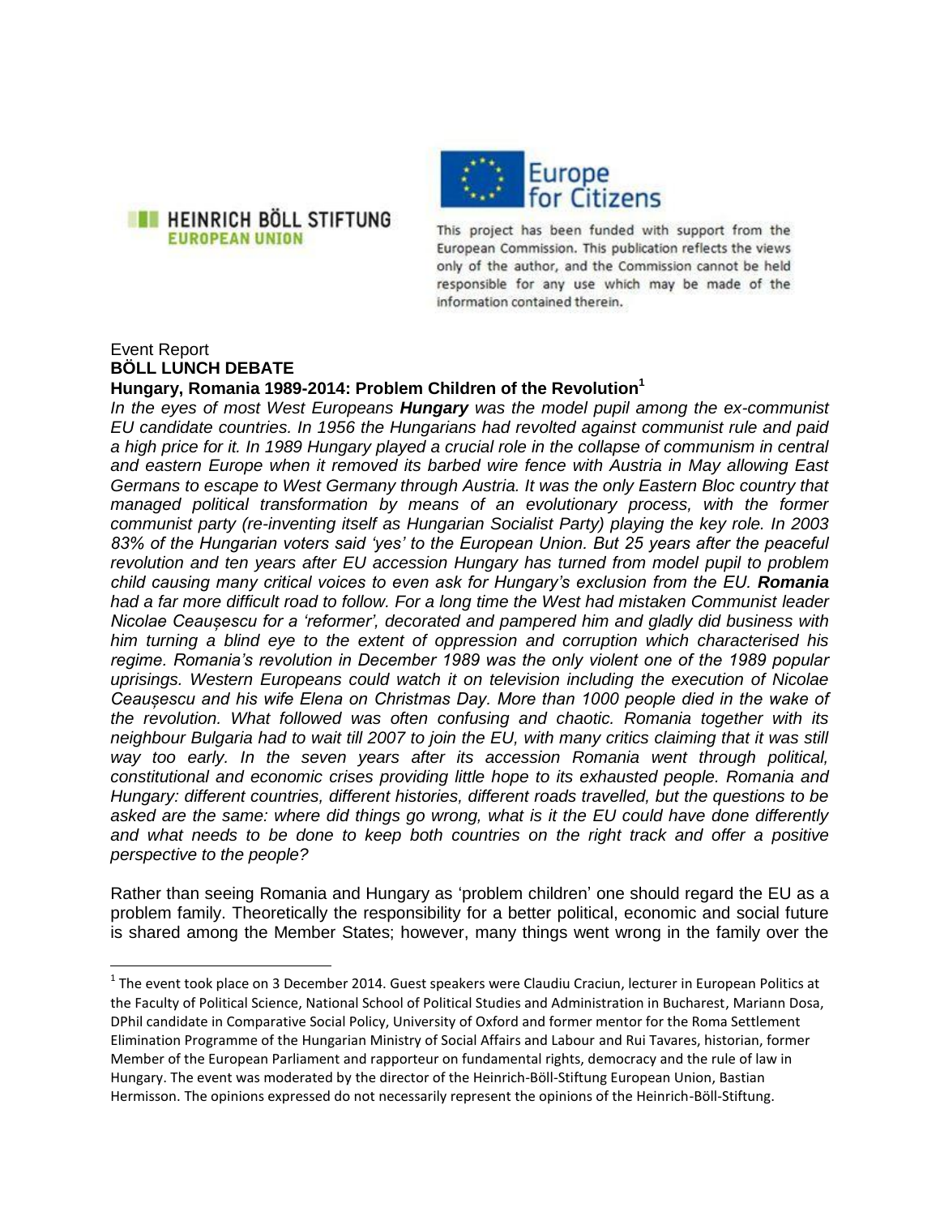HEINRICH BÖLL STIFTUNG
EUROPEAN UNION

Europe for Citizens

This project has been funded with support from the European Commission. This publication reflects the views only of the author, and the Commission cannot be held responsible for any use which may be made of the information contained therein.

Event Report

**BÖLL LUNCH DEBATE**

**Hungary, Romania 1989-2014: Problem Children of the Revolution[1]**

*In the eyes of most West Europeans **Hungary** was the model pupil among the ex-communist EU candidate countries. In 1956 the Hungarians had revolted against communist rule and paid a high price for it. In 1989 Hungary played a crucial role in the collapse of communism in central and eastern Europe when it removed its barbed wire fence with Austria in May allowing East Germans to escape to West Germany through Austria. It was the only Eastern Bloc country that managed political transformation by means of an evolutionary process, with the former communist party (re-inventing itself as Hungarian Socialist Party) playing the key role. In 2003 83% of the Hungarian voters said 'yes' to the European Union. But 25 years after the peaceful revolution and ten years after EU accession Hungary has turned from model pupil to problem child causing many critical voices to even ask for Hungary's exclusion from the EU. **Romania** had a far more difficult road to follow. For a long time the West had mistaken Communist leader Nicolae Ceaușescu for a 'reformer', decorated and pampered him and gladly did business with him turning a blind eye to the extent of oppression and corruption which characterised his regime. Romania's revolution in December 1989 was the only violent one of the 1989 popular uprisings. Western Europeans could watch it on television including the execution of Nicolae Ceaușescu and his wife Elena on Christmas Day. More than 1000 people died in the wake of the revolution. What followed was often confusing and chaotic. Romania together with its neighbour Bulgaria had to wait till 2007 to join the EU, with many critics claiming that it was still way too early. In the seven years after its accession Romania went through political, constitutional and economic crises providing little hope to its exhausted people. Romania and Hungary: different countries, different histories, different roads travelled, but the questions to be asked are the same: where did things go wrong, what is it the EU could have done differently and what needs to be done to keep both countries on the right track and offer a positive perspective to the people?*

Rather than seeing Romania and Hungary as 'problem children' one should regard the EU as a problem family. Theoretically the responsibility for a better political, economic and social future is shared among the Member States; however, many things went wrong in the family over the

[1] The event took place on 3 December 2014. Guest speakers were Claudiu Craciun, lecturer in European Politics at the Faculty of Political Science, National School of Political Studies and Administration in Bucharest, Mariann Dosa, DPhil candidate in Comparative Social Policy, University of Oxford and former mentor for the Roma Settlement Elimination Programme of the Hungarian Ministry of Social Affairs and Labour and Rui Tavares, historian, former Member of the European Parliament and rapporteur on fundamental rights, democracy and the rule of law in Hungary. The event was moderated by the director of the Heinrich-Böll-Stiftung European Union, Bastian Hermisson. The opinions expressed do not necessarily represent the opinions of the Heinrich-Böll-Stiftung.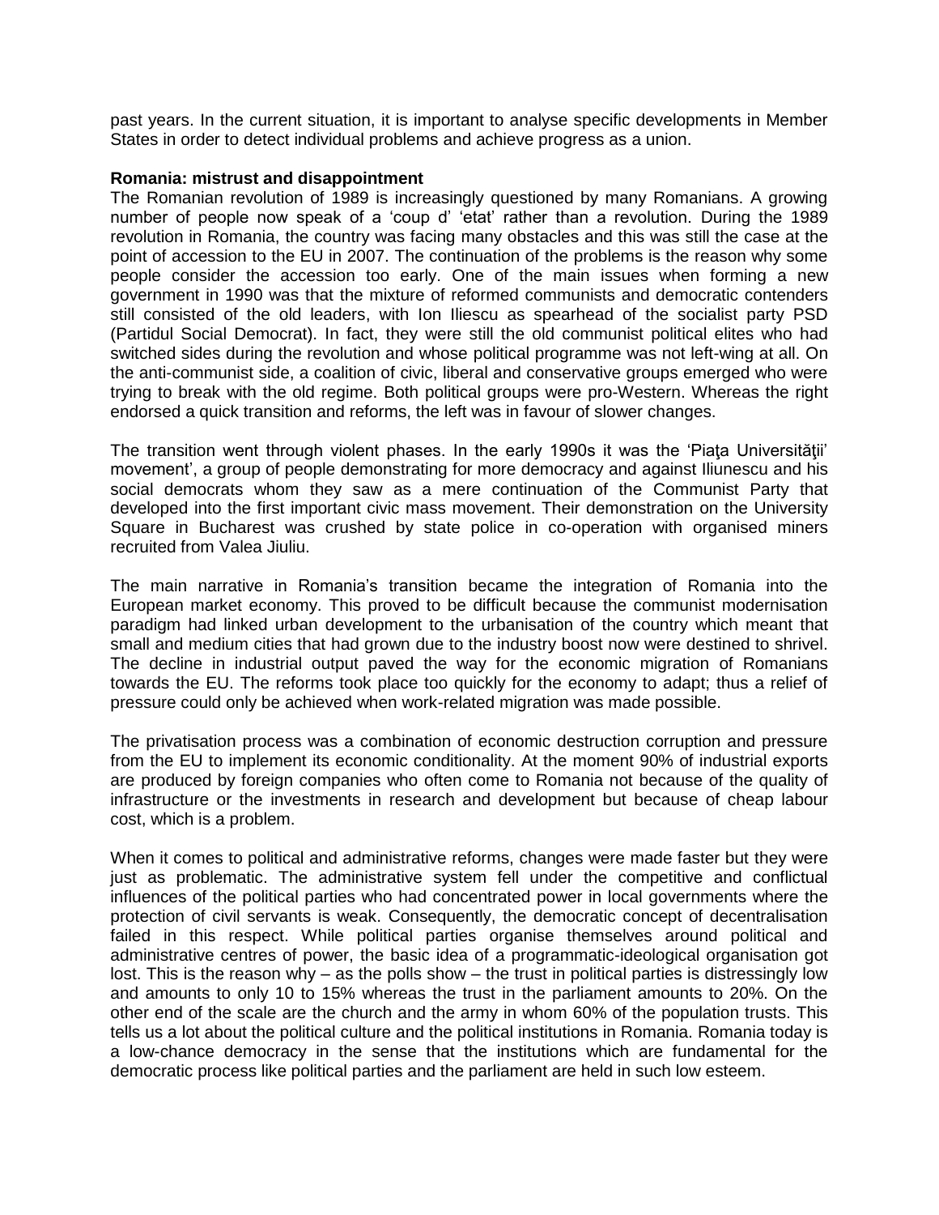past years. In the current situation, it is important to analyse specific developments in Member States in order to detect individual problems and achieve progress as a union.

**Romania: mistrust and disappointment**

The Romanian revolution of 1989 is increasingly questioned by many Romanians. A growing number of people now speak of a 'coup d' 'etat' rather than a revolution. During the 1989 revolution in Romania, the country was facing many obstacles and this was still the case at the point of accession to the EU in 2007. The continuation of the problems is the reason why some people consider the accession too early. One of the main issues when forming a new government in 1990 was that the mixture of reformed communists and democratic contenders still consisted of the old leaders, with Ion Iliescu as spearhead of the socialist party PSD (Partidul Social Democrat). In fact, they were still the old communist political elites who had switched sides during the revolution and whose political programme was not left-wing at all. On the anti-communist side, a coalition of civic, liberal and conservative groups emerged who were trying to break with the old regime. Both political groups were pro-Western. Whereas the right endorsed a quick transition and reforms, the left was in favour of slower changes.

The transition went through violent phases. In the early 1990s it was the 'Piaţa Universităţii' movement', a group of people demonstrating for more democracy and against Iliunescu and his social democrats whom they saw as a mere continuation of the Communist Party that developed into the first important civic mass movement. Their demonstration on the University Square in Bucharest was crushed by state police in co-operation with organised miners recruited from Valea Jiuliu.

The main narrative in Romania's transition became the integration of Romania into the European market economy. This proved to be difficult because the communist modernisation paradigm had linked urban development to the urbanisation of the country which meant that small and medium cities that had grown due to the industry boost now were destined to shrivel. The decline in industrial output paved the way for the economic migration of Romanians towards the EU. The reforms took place too quickly for the economy to adapt; thus a relief of pressure could only be achieved when work-related migration was made possible.

The privatisation process was a combination of economic destruction corruption and pressure from the EU to implement its economic conditionality. At the moment 90% of industrial exports are produced by foreign companies who often come to Romania not because of the quality of infrastructure or the investments in research and development but because of cheap labour cost, which is a problem.

When it comes to political and administrative reforms, changes were made faster but they were just as problematic. The administrative system fell under the competitive and conflictual influences of the political parties who had concentrated power in local governments where the protection of civil servants is weak. Consequently, the democratic concept of decentralisation failed in this respect. While political parties organise themselves around political and administrative centres of power, the basic idea of a programmatic-ideological organisation got lost. This is the reason why – as the polls show – the trust in political parties is distressingly low and amounts to only 10 to 15% whereas the trust in the parliament amounts to 20%. On the other end of the scale are the church and the army in whom 60% of the population trusts. This tells us a lot about the political culture and the political institutions in Romania. Romania today is a low-chance democracy in the sense that the institutions which are fundamental for the democratic process like political parties and the parliament are held in such low esteem.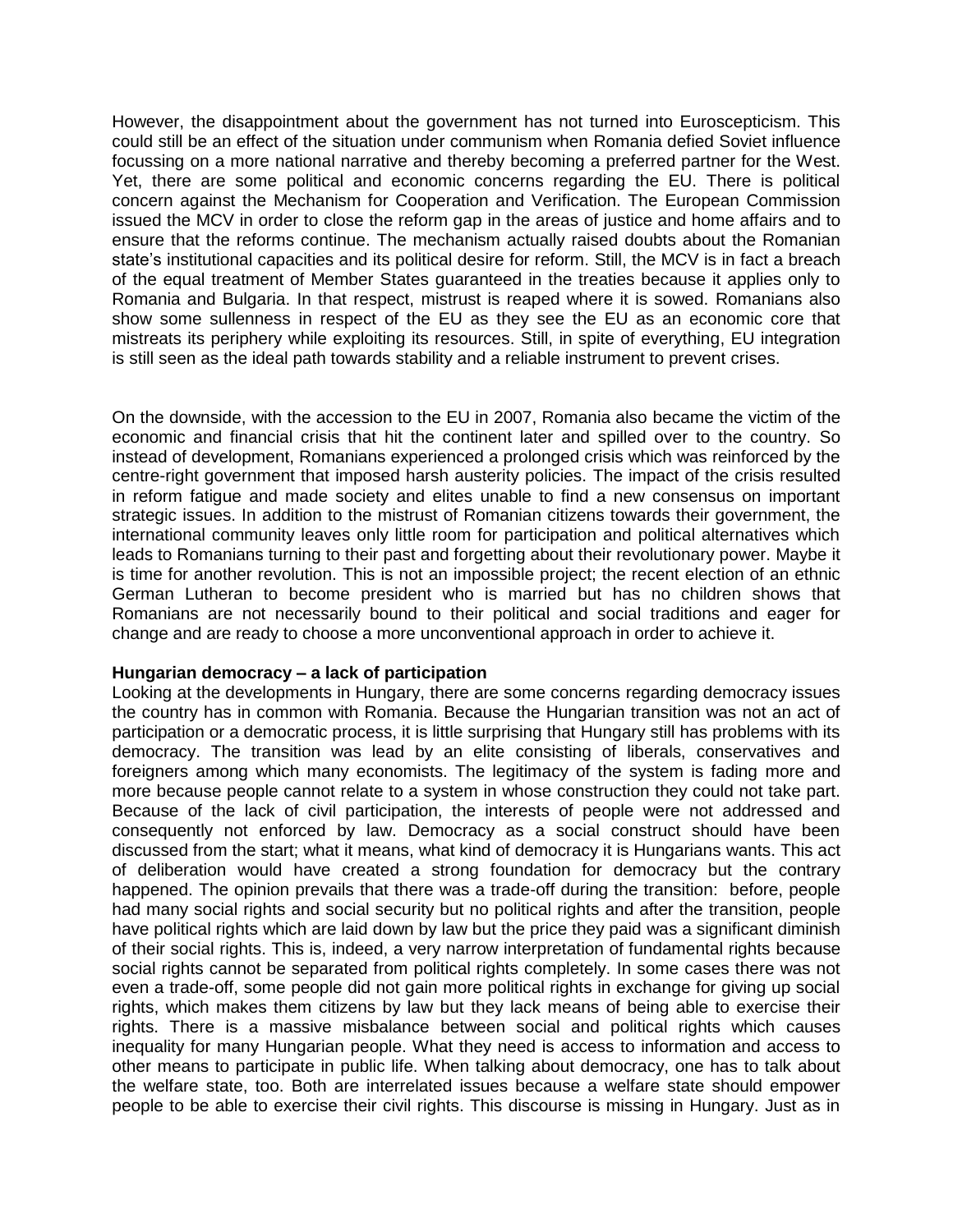However, the disappointment about the government has not turned into Euroscepticism. This could still be an effect of the situation under communism when Romania defied Soviet influence focussing on a more national narrative and thereby becoming a preferred partner for the West. Yet, there are some political and economic concerns regarding the EU. There is political concern against the Mechanism for Cooperation and Verification. The European Commission issued the MCV in order to close the reform gap in the areas of justice and home affairs and to ensure that the reforms continue. The mechanism actually raised doubts about the Romanian state's institutional capacities and its political desire for reform. Still, the MCV is in fact a breach of the equal treatment of Member States guaranteed in the treaties because it applies only to Romania and Bulgaria. In that respect, mistrust is reaped where it is sowed. Romanians also show some sullenness in respect of the EU as they see the EU as an economic core that mistreats its periphery while exploiting its resources. Still, in spite of everything, EU integration is still seen as the ideal path towards stability and a reliable instrument to prevent crises.

On the downside, with the accession to the EU in 2007, Romania also became the victim of the economic and financial crisis that hit the continent later and spilled over to the country. So instead of development, Romanians experienced a prolonged crisis which was reinforced by the centre-right government that imposed harsh austerity policies. The impact of the crisis resulted in reform fatigue and made society and elites unable to find a new consensus on important strategic issues. In addition to the mistrust of Romanian citizens towards their government, the international community leaves only little room for participation and political alternatives which leads to Romanians turning to their past and forgetting about their revolutionary power. Maybe it is time for another revolution. This is not an impossible project; the recent election of an ethnic German Lutheran to become president who is married but has no children shows that Romanians are not necessarily bound to their political and social traditions and eager for change and are ready to choose a more unconventional approach in order to achieve it.

**Hungarian democracy – a lack of participation**

Looking at the developments in Hungary, there are some concerns regarding democracy issues the country has in common with Romania. Because the Hungarian transition was not an act of participation or a democratic process, it is little surprising that Hungary still has problems with its democracy. The transition was lead by an elite consisting of liberals, conservatives and foreigners among which many economists. The legitimacy of the system is fading more and more because people cannot relate to a system in whose construction they could not take part. Because of the lack of civil participation, the interests of people were not addressed and consequently not enforced by law. Democracy as a social construct should have been discussed from the start; what it means, what kind of democracy it is Hungarians wants. This act of deliberation would have created a strong foundation for democracy but the contrary happened. The opinion prevails that there was a trade-off during the transition: before, people had many social rights and social security but no political rights and after the transition, people have political rights which are laid down by law but the price they paid was a significant diminish of their social rights. This is, indeed, a very narrow interpretation of fundamental rights because social rights cannot be separated from political rights completely. In some cases there was not even a trade-off, some people did not gain more political rights in exchange for giving up social rights, which makes them citizens by law but they lack means of being able to exercise their rights. There is a massive misbalance between social and political rights which causes inequality for many Hungarian people. What they need is access to information and access to other means to participate in public life. When talking about democracy, one has to talk about the welfare state, too. Both are interrelated issues because a welfare state should empower people to be able to exercise their civil rights. This discourse is missing in Hungary. Just as in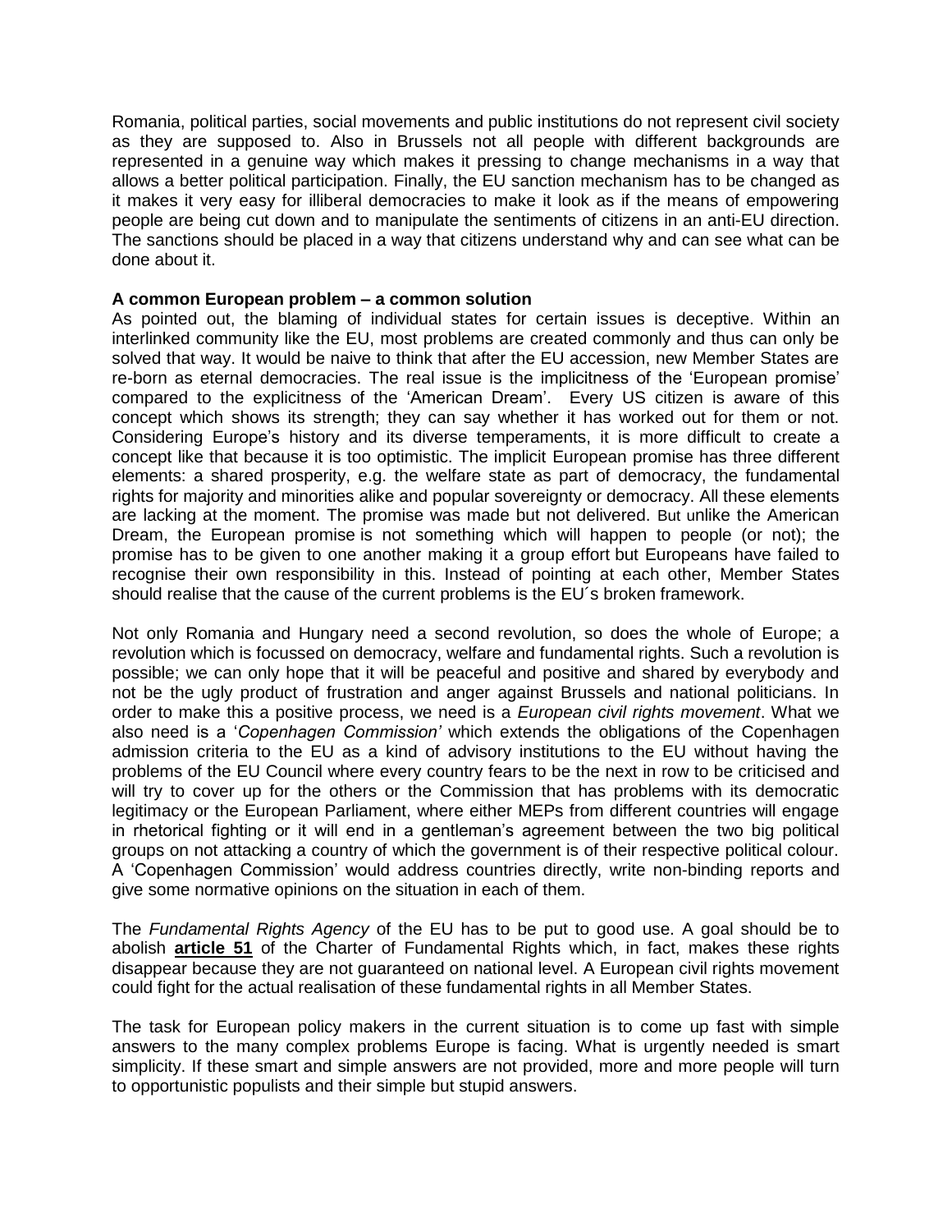Romania, political parties, social movements and public institutions do not represent civil society as they are supposed to. Also in Brussels not all people with different backgrounds are represented in a genuine way which makes it pressing to change mechanisms in a way that allows a better political participation. Finally, the EU sanction mechanism has to be changed as it makes it very easy for illiberal democracies to make it look as if the means of empowering people are being cut down and to manipulate the sentiments of citizens in an anti-EU direction. The sanctions should be placed in a way that citizens understand why and can see what can be done about it.

**A common European problem – a common solution**

As pointed out, the blaming of individual states for certain issues is deceptive. Within an interlinked community like the EU, most problems are created commonly and thus can only be solved that way. It would be naive to think that after the EU accession, new Member States are re-born as eternal democracies. The real issue is the implicitness of the 'European promise' compared to the explicitness of the 'American Dream'. Every US citizen is aware of this concept which shows its strength; they can say whether it has worked out for them or not. Considering Europe's history and its diverse temperaments, it is more difficult to create a concept like that because it is too optimistic. The implicit European promise has three different elements: a shared prosperity, e.g. the welfare state as part of democracy, the fundamental rights for majority and minorities alike and popular sovereignty or democracy. All these elements are lacking at the moment. The promise was made but not delivered. But unlike the American Dream, the European promise is not something which will happen to people (or not); the promise has to be given to one another making it a group effort but Europeans have failed to recognise their own responsibility in this. Instead of pointing at each other, Member States should realise that the cause of the current problems is the EU´s broken framework.

Not only Romania and Hungary need a second revolution, so does the whole of Europe; a revolution which is focussed on democracy, welfare and fundamental rights. Such a revolution is possible; we can only hope that it will be peaceful and positive and shared by everybody and not be the ugly product of frustration and anger against Brussels and national politicians. In order to make this a positive process, we need is a *European civil rights movement*. What we also need is a '*Copenhagen Commission'* which extends the obligations of the Copenhagen admission criteria to the EU as a kind of advisory institutions to the EU without having the problems of the EU Council where every country fears to be the next in row to be criticised and will try to cover up for the others or the Commission that has problems with its democratic legitimacy or the European Parliament, where either MEPs from different countries will engage in rhetorical fighting or it will end in a gentleman's agreement between the two big political groups on not attacking a country of which the government is of their respective political colour. A 'Copenhagen Commission' would address countries directly, write non-binding reports and give some normative opinions on the situation in each of them.

The *Fundamental Rights Agency* of the EU has to be put to good use. A goal should be to abolish **article 51** of the Charter of Fundamental Rights which, in fact, makes these rights disappear because they are not guaranteed on national level. A European civil rights movement could fight for the actual realisation of these fundamental rights in all Member States.

The task for European policy makers in the current situation is to come up fast with simple answers to the many complex problems Europe is facing. What is urgently needed is smart simplicity. If these smart and simple answers are not provided, more and more people will turn to opportunistic populists and their simple but stupid answers.